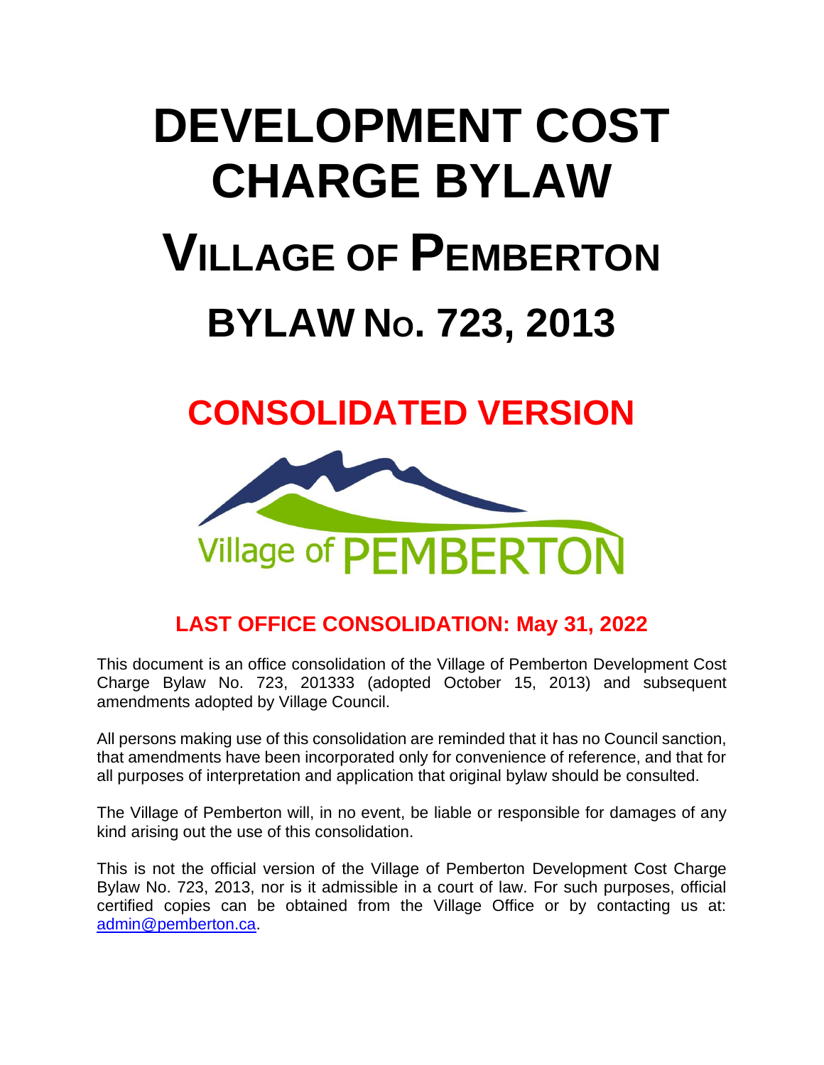# DEVELOPMENT COST CHARGE BYLAW

# VILLAGE OF PEMBERTON

# BYLAW NO. 723, 2013

## CONSOLIDATED VERSION

### LAST OFFICE CONSOLIDATION: May 31, 2022

This document is an office consolidation of the Village of Pemberton Development Cost Charge Bylaw No. 723, 201333 (adopted October 15, 2013) and subsequent amendments adopted by Village Council.

All persons making use of this consolidation are reminded that it has no Council sanction, that amendments have been incorporated only for convenience of reference, and that for all purposes of interpretation and application that original bylaw should be consulted.

The Village of Pemberton will, in no event, be liable or responsible for damages of any kind arising out the use of this consolidation.

This is not the official version of the Village of Pemberton Development Cost Charge Bylaw No. 723, 2013, nor is it admissible in a court of law. For such purposes, official certified copies can be obtained from the Village Office or by contacting us at: admin@pemberton.ca.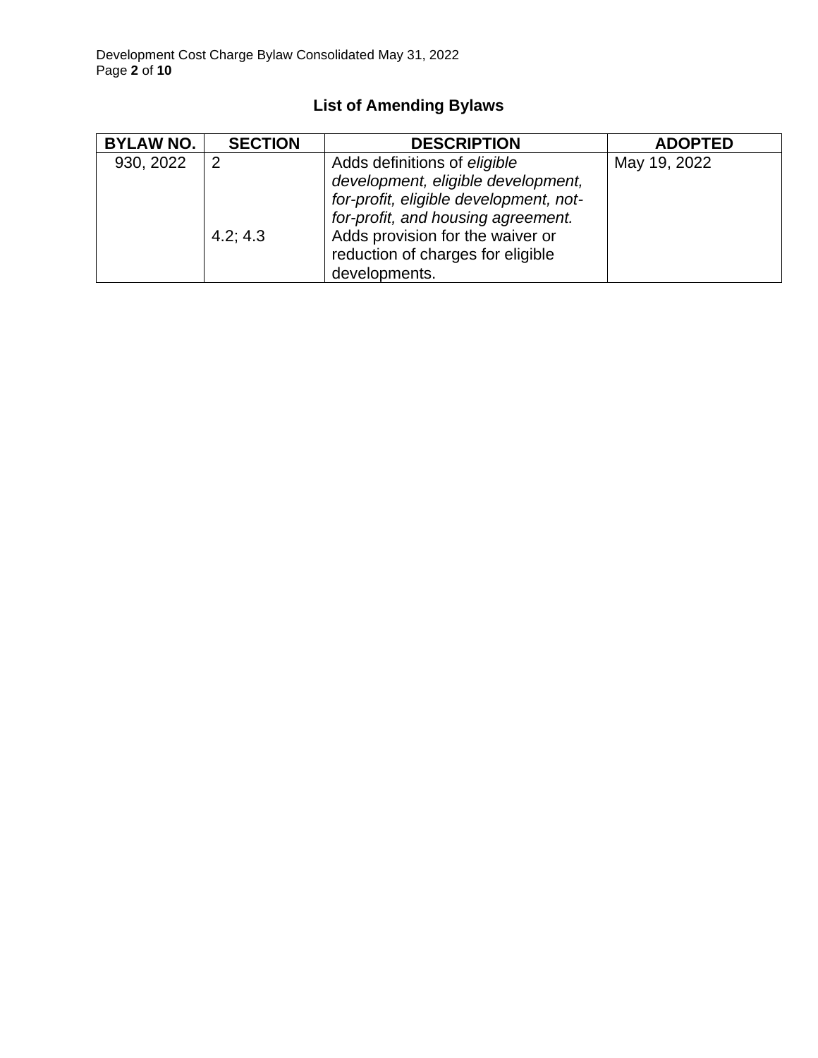## List of Amending Bylaws

| BYLAW NO. | SECTION | DESCRIPTION | ADOPTED |
|---|---|---|---|
| 930, 2022 | 2<br><br><br><br>4.2; 4.3 | Adds definitions of *eligible development, eligible development, for-profit, eligible development, not-for-profit, and housing agreement.*<br>Adds provision for the waiver or reduction of charges for eligible developments. | May 19, 2022 |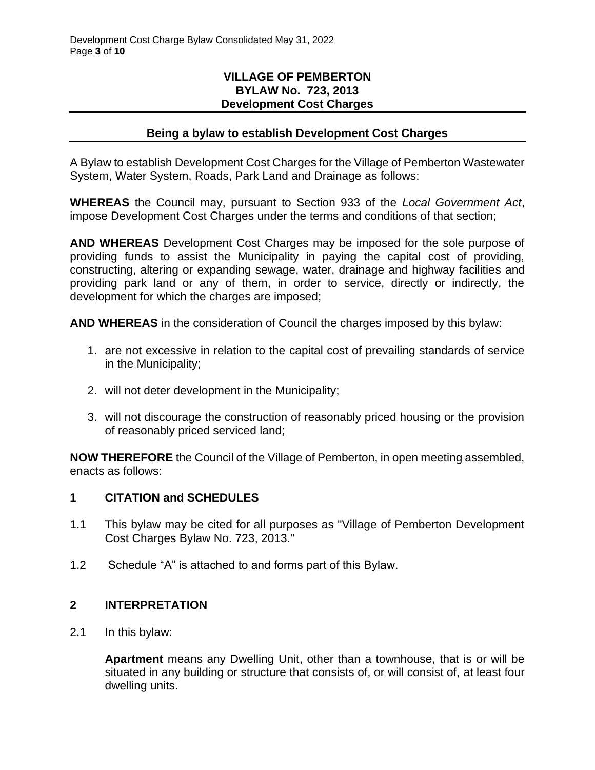# VILLAGE OF PEMBERTON
# BYLAW No. 723, 2013
# Development Cost Charges

## Being a bylaw to establish Development Cost Charges

A Bylaw to establish Development Cost Charges for the Village of Pemberton Wastewater System, Water System, Roads, Park Land and Drainage as follows:

**WHEREAS** the Council may, pursuant to Section 933 of the *Local Government Act*, impose Development Cost Charges under the terms and conditions of that section;

**AND WHEREAS** Development Cost Charges may be imposed for the sole purpose of providing funds to assist the Municipality in paying the capital cost of providing, constructing, altering or expanding sewage, water, drainage and highway facilities and providing park land or any of them, in order to service, directly or indirectly, the development for which the charges are imposed;

**AND WHEREAS** in the consideration of Council the charges imposed by this bylaw:

1. are not excessive in relation to the capital cost of prevailing standards of service in the Municipality;
2. will not deter development in the Municipality;
3. will not discourage the construction of reasonably priced housing or the provision of reasonably priced serviced land;

**NOW THEREFORE** the Council of the Village of Pemberton, in open meeting assembled, enacts as follows:

## 1 CITATION and SCHEDULES

1.1 This bylaw may be cited for all purposes as "Village of Pemberton Development Cost Charges Bylaw No. 723, 2013."

1.2 Schedule "A" is attached to and forms part of this Bylaw.

## 2 INTERPRETATION

2.1 In this bylaw:

**Apartment** means any Dwelling Unit, other than a townhouse, that is or will be situated in any building or structure that consists of, or will consist of, at least four dwelling units.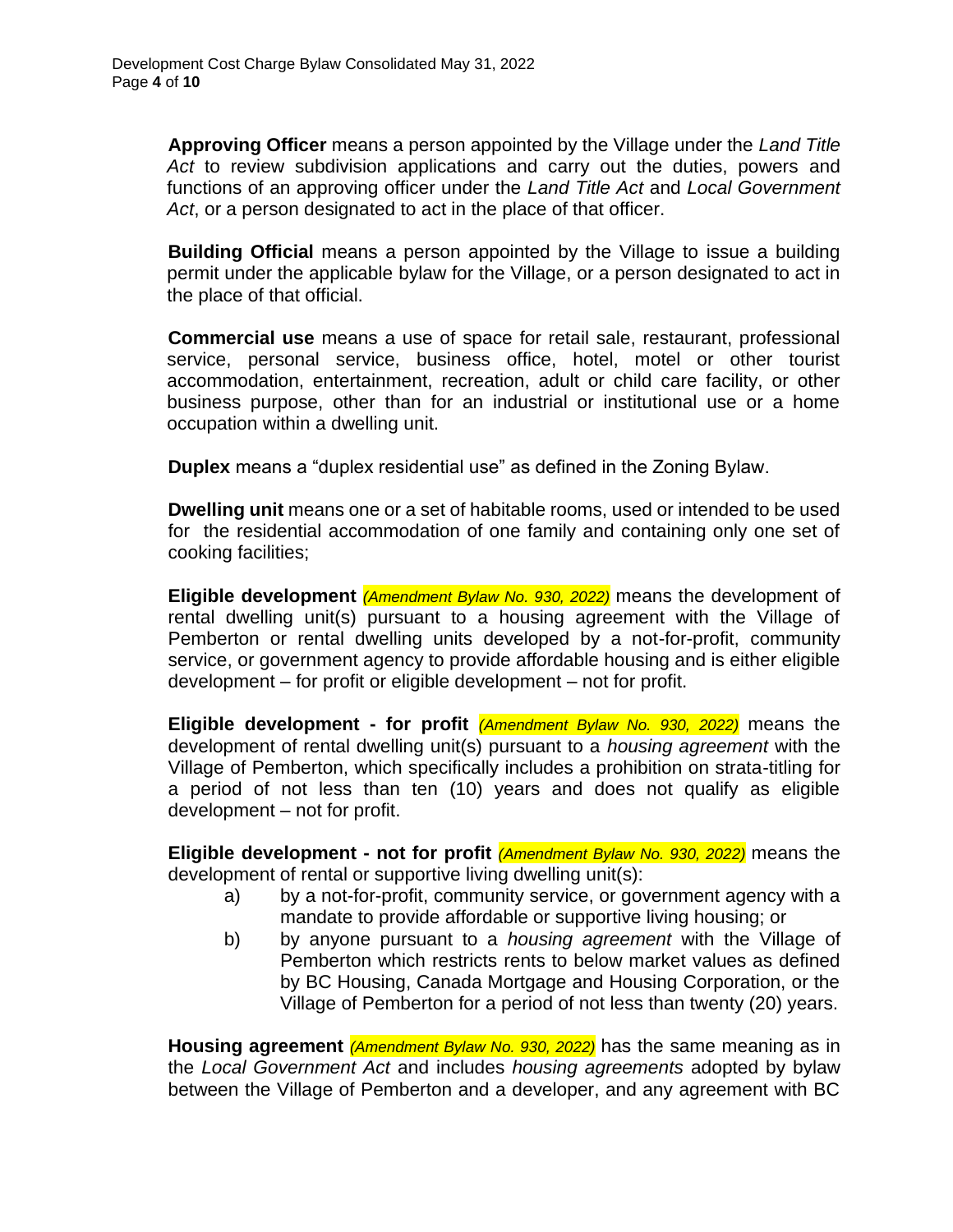**Approving Officer** means a person appointed by the Village under the *Land Title Act* to review subdivision applications and carry out the duties, powers and functions of an approving officer under the *Land Title Act* and *Local Government Act*, or a person designated to act in the place of that officer.

**Building Official** means a person appointed by the Village to issue a building permit under the applicable bylaw for the Village, or a person designated to act in the place of that official.

**Commercial use** means a use of space for retail sale, restaurant, professional service, personal service, business office, hotel, motel or other tourist accommodation, entertainment, recreation, adult or child care facility, or other business purpose, other than for an industrial or institutional use or a home occupation within a dwelling unit.

**Duplex** means a "duplex residential use" as defined in the Zoning Bylaw.

**Dwelling unit** means one or a set of habitable rooms, used or intended to be used for the residential accommodation of one family and containing only one set of cooking facilities;

**Eligible development** *(Amendment Bylaw No. 930, 2022)* means the development of rental dwelling unit(s) pursuant to a housing agreement with the Village of Pemberton or rental dwelling units developed by a not-for-profit, community service, or government agency to provide affordable housing and is either eligible development – for profit or eligible development – not for profit.

**Eligible development - for profit** *(Amendment Bylaw No. 930, 2022)* means the development of rental dwelling unit(s) pursuant to a *housing agreement* with the Village of Pemberton, which specifically includes a prohibition on strata-titling for a period of not less than ten (10) years and does not qualify as eligible development – not for profit.

**Eligible development - not for profit** *(Amendment Bylaw No. 930, 2022)* means the development of rental or supportive living dwelling unit(s):

a) by a not-for-profit, community service, or government agency with a mandate to provide affordable or supportive living housing; or

b) by anyone pursuant to a *housing agreement* with the Village of Pemberton which restricts rents to below market values as defined by BC Housing, Canada Mortgage and Housing Corporation, or the Village of Pemberton for a period of not less than twenty (20) years.

**Housing agreement** *(Amendment Bylaw No. 930, 2022)* has the same meaning as in the *Local Government Act* and includes *housing agreements* adopted by bylaw between the Village of Pemberton and a developer, and any agreement with BC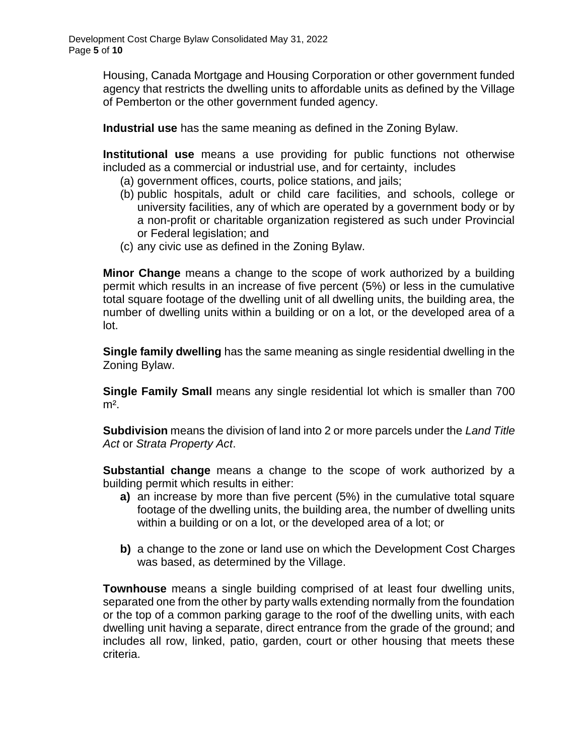Housing, Canada Mortgage and Housing Corporation or other government funded agency that restricts the dwelling units to affordable units as defined by the Village of Pemberton or the other government funded agency.

**Industrial use** has the same meaning as defined in the Zoning Bylaw.

**Institutional use** means a use providing for public functions not otherwise included as a commercial or industrial use, and for certainty, includes

(a) government offices, courts, police stations, and jails;
(b) public hospitals, adult or child care facilities, and schools, college or university facilities, any of which are operated by a government body or by a non-profit or charitable organization registered as such under Provincial or Federal legislation; and
(c) any civic use as defined in the Zoning Bylaw.

**Minor Change** means a change to the scope of work authorized by a building permit which results in an increase of five percent (5%) or less in the cumulative total square footage of the dwelling unit of all dwelling units, the building area, the number of dwelling units within a building or on a lot, or the developed area of a lot.

**Single family dwelling** has the same meaning as single residential dwelling in the Zoning Bylaw.

**Single Family Small** means any single residential lot which is smaller than 700 $m^2$.

**Subdivision** means the division of land into 2 or more parcels under the *Land Title Act* or *Strata Property Act*.

**Substantial change** means a change to the scope of work authorized by a building permit which results in either:

**a)** an increase by more than five percent (5%) in the cumulative total square footage of the dwelling units, the building area, the number of dwelling units within a building or on a lot, or the developed area of a lot; or

**b)** a change to the zone or land use on which the Development Cost Charges was based, as determined by the Village.

**Townhouse** means a single building comprised of at least four dwelling units, separated one from the other by party walls extending normally from the foundation or the top of a common parking garage to the roof of the dwelling units, with each dwelling unit having a separate, direct entrance from the grade of the ground; and includes all row, linked, patio, garden, court or other housing that meets these criteria.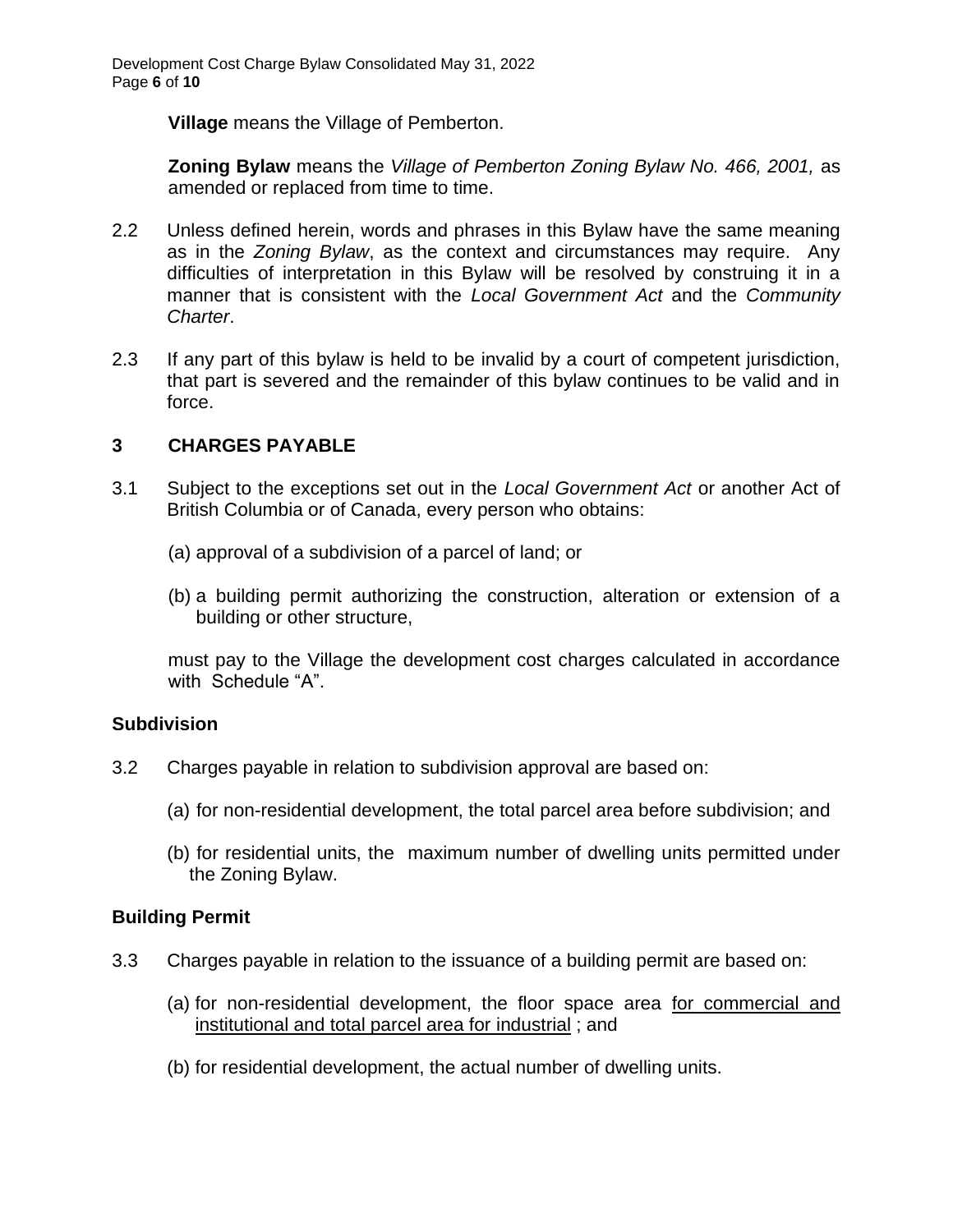**Village** means the Village of Pemberton.

**Zoning Bylaw** means the *Village of Pemberton Zoning Bylaw No. 466, 2001,* as amended or replaced from time to time.

2.2 Unless defined herein, words and phrases in this Bylaw have the same meaning as in the *Zoning Bylaw*, as the context and circumstances may require. Any difficulties of interpretation in this Bylaw will be resolved by construing it in a manner that is consistent with the *Local Government Act* and the *Community Charter*.

2.3 If any part of this bylaw is held to be invalid by a court of competent jurisdiction, that part is severed and the remainder of this bylaw continues to be valid and in force.

## 3 CHARGES PAYABLE

3.1 Subject to the exceptions set out in the *Local Government Act* or another Act of British Columbia or of Canada, every person who obtains:

(a) approval of a subdivision of a parcel of land; or

(b) a building permit authorizing the construction, alteration or extension of a building or other structure,

must pay to the Village the development cost charges calculated in accordance with Schedule "A".

### Subdivision

3.2 Charges payable in relation to subdivision approval are based on:

(a) for non-residential development, the total parcel area before subdivision; and

(b) for residential units, the maximum number of dwelling units permitted under the Zoning Bylaw.

### Building Permit

3.3 Charges payable in relation to the issuance of a building permit are based on:

(a) for non-residential development, the floor space area <u>for commercial and institutional and total parcel area for industrial</u> ; and

(b) for residential development, the actual number of dwelling units.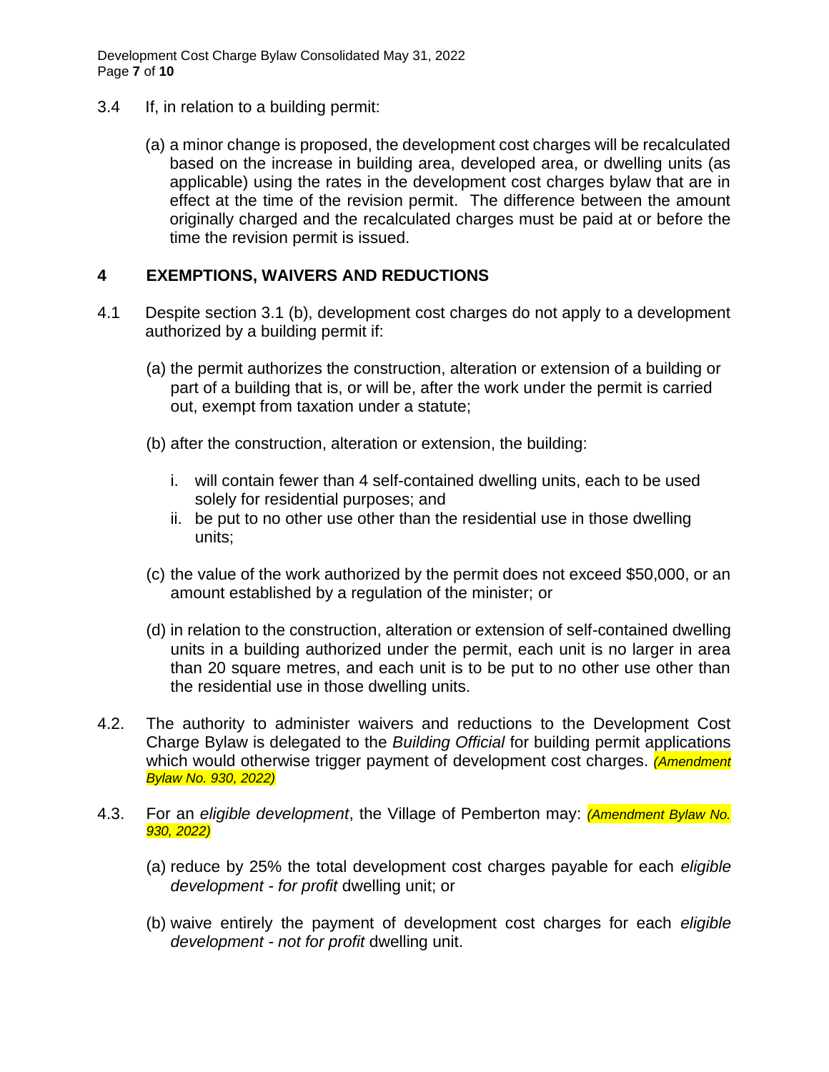3.4 If, in relation to a building permit:

(a) a minor change is proposed, the development cost charges will be recalculated based on the increase in building area, developed area, or dwelling units (as applicable) using the rates in the development cost charges bylaw that are in effect at the time of the revision permit. The difference between the amount originally charged and the recalculated charges must be paid at or before the time the revision permit is issued.

## 4 EXEMPTIONS, WAIVERS AND REDUCTIONS

4.1 Despite section 3.1 (b), development cost charges do not apply to a development authorized by a building permit if:

(a) the permit authorizes the construction, alteration or extension of a building or part of a building that is, or will be, after the work under the permit is carried out, exempt from taxation under a statute;

(b) after the construction, alteration or extension, the building:

i. will contain fewer than 4 self-contained dwelling units, each to be used solely for residential purposes; and
ii. be put to no other use other than the residential use in those dwelling units;

(c) the value of the work authorized by the permit does not exceed $50,000, or an amount established by a regulation of the minister; or

(d) in relation to the construction, alteration or extension of self-contained dwelling units in a building authorized under the permit, each unit is no larger in area than 20 square metres, and each unit is to be put to no other use other than the residential use in those dwelling units.

4.2. The authority to administer waivers and reductions to the Development Cost Charge Bylaw is delegated to the *Building Official* for building permit applications which would otherwise trigger payment of development cost charges. *(Amendment Bylaw No. 930, 2022)*

4.3. For an *eligible development*, the Village of Pemberton may: *(Amendment Bylaw No. 930, 2022)*

(a) reduce by 25% the total development cost charges payable for each *eligible development - for profit* dwelling unit; or

(b) waive entirely the payment of development cost charges for each *eligible development - not for profit* dwelling unit.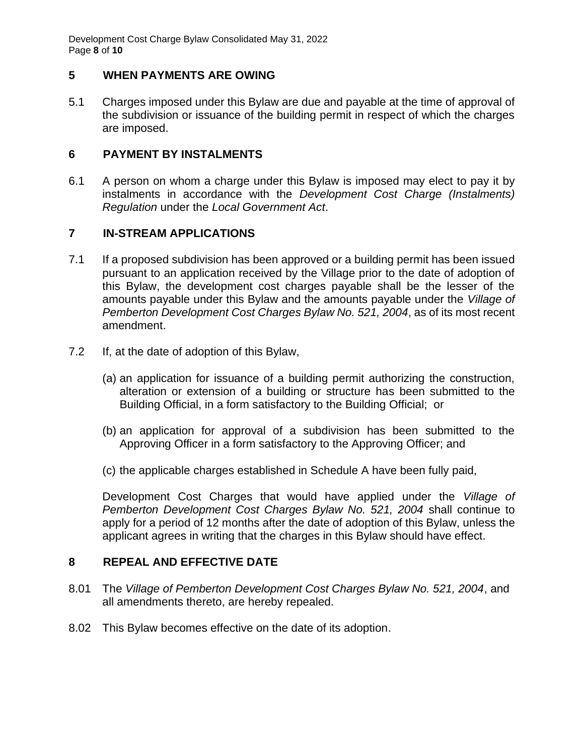## 5 WHEN PAYMENTS ARE OWING

5.1 Charges imposed under this Bylaw are due and payable at the time of approval of the subdivision or issuance of the building permit in respect of which the charges are imposed.

## 6 PAYMENT BY INSTALMENTS

6.1 A person on whom a charge under this Bylaw is imposed may elect to pay it by instalments in accordance with the *Development Cost Charge (Instalments) Regulation* under the *Local Government Act*.

## 7 IN-STREAM APPLICATIONS

7.1 If a proposed subdivision has been approved or a building permit has been issued pursuant to an application received by the Village prior to the date of adoption of this Bylaw, the development cost charges payable shall be the lesser of the amounts payable under this Bylaw and the amounts payable under the *Village of Pemberton Development Cost Charges Bylaw No. 521, 2004*, as of its most recent amendment.

7.2 If, at the date of adoption of this Bylaw,

(a) an application for issuance of a building permit authorizing the construction, alteration or extension of a building or structure has been submitted to the Building Official, in a form satisfactory to the Building Official; or

(b) an application for approval of a subdivision has been submitted to the Approving Officer in a form satisfactory to the Approving Officer; and

(c) the applicable charges established in Schedule A have been fully paid,

Development Cost Charges that would have applied under the *Village of Pemberton Development Cost Charges Bylaw No. 521, 2004* shall continue to apply for a period of 12 months after the date of adoption of this Bylaw, unless the applicant agrees in writing that the charges in this Bylaw should have effect.

## 8 REPEAL AND EFFECTIVE DATE

8.01 The *Village of Pemberton Development Cost Charges Bylaw No. 521, 2004*, and all amendments thereto, are hereby repealed.

8.02 This Bylaw becomes effective on the date of its adoption.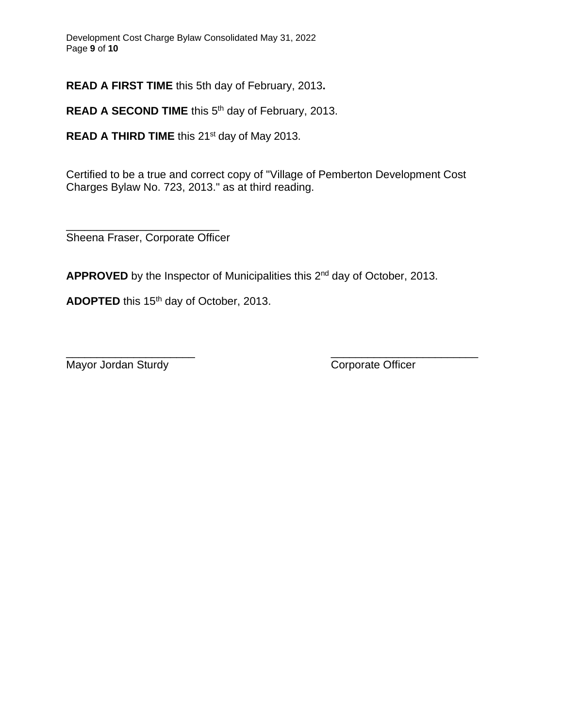**READ A FIRST TIME** this 5th day of February, 2013**.**

**READ A SECOND TIME** this 5th day of February, 2013.

**READ A THIRD TIME** this 21st day of May 2013.

Certified to be a true and correct copy of "Village of Pemberton Development Cost Charges Bylaw No. 723, 2013." as at third reading.

_________________________
Sheena Fraser, Corporate Officer

**APPROVED** by the Inspector of Municipalities this 2nd day of October, 2013.

**ADOPTED** this 15th day of October, 2013.

_____________________ _________________________
Mayor Jordan Sturdy Corporate Officer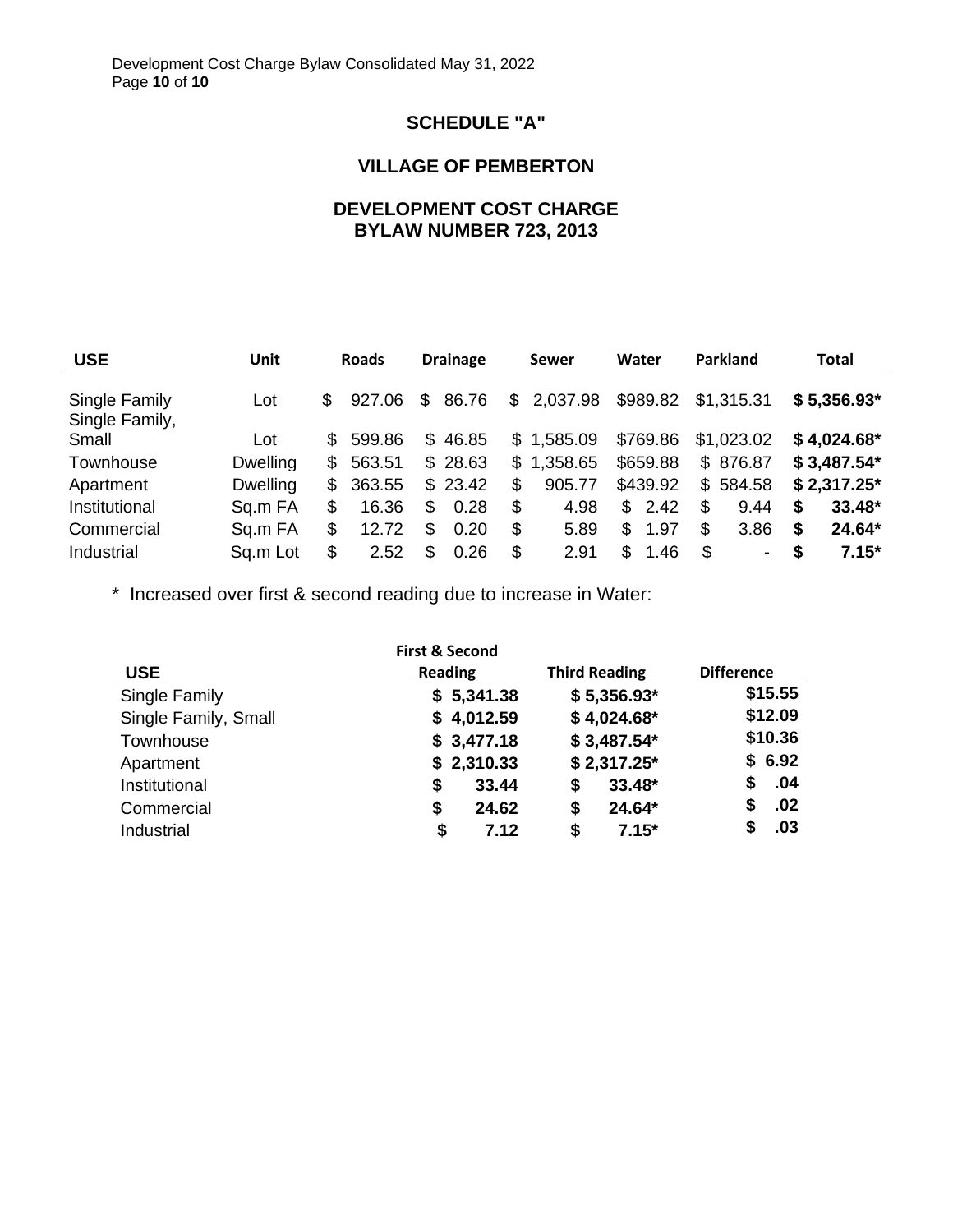## SCHEDULE "A"

## VILLAGE OF PEMBERTON

## DEVELOPMENT COST CHARGE BYLAW NUMBER 723, 2013

| USE | Unit | Roads | Drainage | Sewer | Water | Parkland | Total |
|---|---|---|---|---|---|---|---|
| Single Family | Lot | $ 927.06 | $ 86.76 | $ 2,037.98 | $989.82 | $1,315.31 | **$ 5,356.93*** |
| Single Family, Small | Lot | $ 599.86 | $ 46.85 | $ 1,585.09 | $769.86 | $1,023.02 | **$ 4,024.68*** |
| Townhouse | Dwelling | $ 563.51 | $ 28.63 | $ 1,358.65 | $659.88 | $ 876.87 | **$ 3,487.54*** |
| Apartment | Dwelling | $ 363.55 | $ 23.42 | $ 905.77 | $439.92 | $ 584.58 | **$ 2,317.25*** |
| Institutional | Sq.m FA | $ 16.36 | $ 0.28 | $ 4.98 | $ 2.42 | $ 9.44 | **$ 33.48*** |
| Commercial | Sq.m FA | $ 12.72 | $ 0.20 | $ 5.89 | $ 1.97 | $ 3.86 | **$ 24.64*** |
| Industrial | Sq.m Lot | $ 2.52 | $ 0.26 | $ 2.91 | $ 1.46 | $ - | **$ 7.15*** |

\* Increased over first & second reading due to increase in Water:

| USE | First & Second Reading | Third Reading | Difference |
|---|---|---|---|
| Single Family | **$ 5,341.38** | **$ 5,356.93*** | **$15.55** |
| Single Family, Small | **$ 4,012.59** | **$ 4,024.68*** | **$12.09** |
| Townhouse | **$ 3,477.18** | **$ 3,487.54*** | **$10.36** |
| Apartment | **$ 2,310.33** | **$ 2,317.25*** | **$ 6.92** |
| Institutional | **$ 33.44** | **$ 33.48*** | **$ .04** |
| Commercial | **$ 24.62** | **$ 24.64*** | **$ .02** |
| Industrial | **$ 7.12** | **$ 7.15*** | **$ .03** |